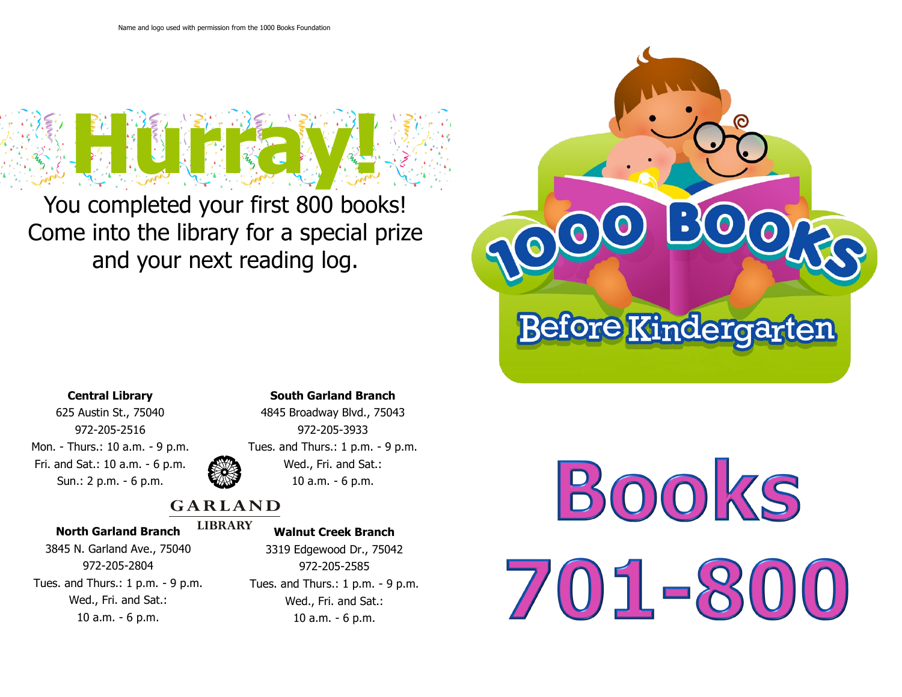Name and logo used with permission from the 1000 Books Foundation

# Hurray!

You completed your first 800 books!
Come into the library for a special prize and your next reading log.

**Central Library**
625 Austin St., 75040
972-205-2516
Mon. - Thurs.: 10 a.m. - 9 p.m.
Fri. and Sat.: 10 a.m. - 6 p.m.
Sun.: 2 p.m. - 6 p.m.

**South Garland Branch**
4845 Broadway Blvd., 75043
972-205-3933
Tues. and Thurs.: 1 p.m. - 9 p.m.
Wed., Fri. and Sat.:
10 a.m. - 6 p.m.

GARLAND
LIBRARY

**North Garland Branch**
3845 N. Garland Ave., 75040
972-205-2804
Tues. and Thurs.: 1 p.m. - 9 p.m.
Wed., Fri. and Sat.:
10 a.m. - 6 p.m.

**Walnut Creek Branch**
3319 Edgewood Dr., 75042
972-205-2585
Tues. and Thurs.: 1 p.m. - 9 p.m.
Wed., Fri. and Sat.:
10 a.m. - 6 p.m.

1000 BOOKS Before Kindergarten

# Books 701-800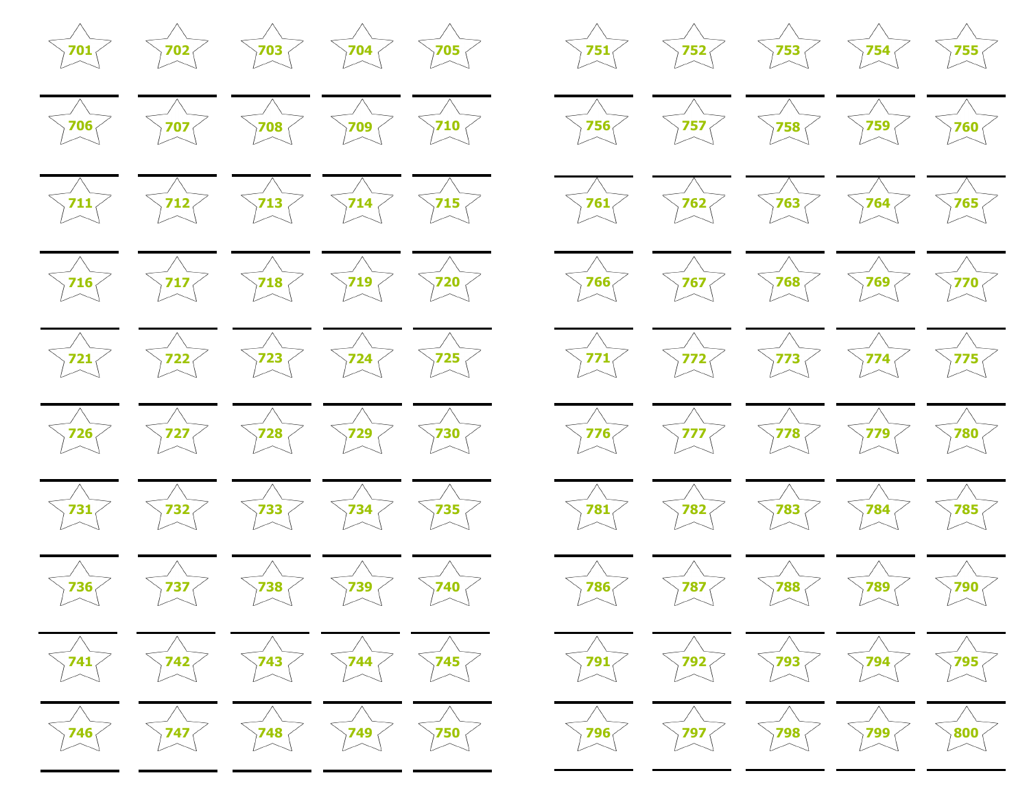701 702 703 704 705

706 707 708 709 710

711 712 713 714 715

716 717 718 719 720

721 722 723 724 725

726 727 728 729 730

731 732 733 734 735

736 737 738 739 740

741 742 743 744 745

746 747 748 749 750

751 752 753 754 755

756 757 758 759 760

761 762 763 764 765

766 767 768 769 770

771 772 773 774 775

776 777 778 779 780

781 782 783 784 785

786 787 788 789 790

791 792 793 794 795

796 797 798 799 800